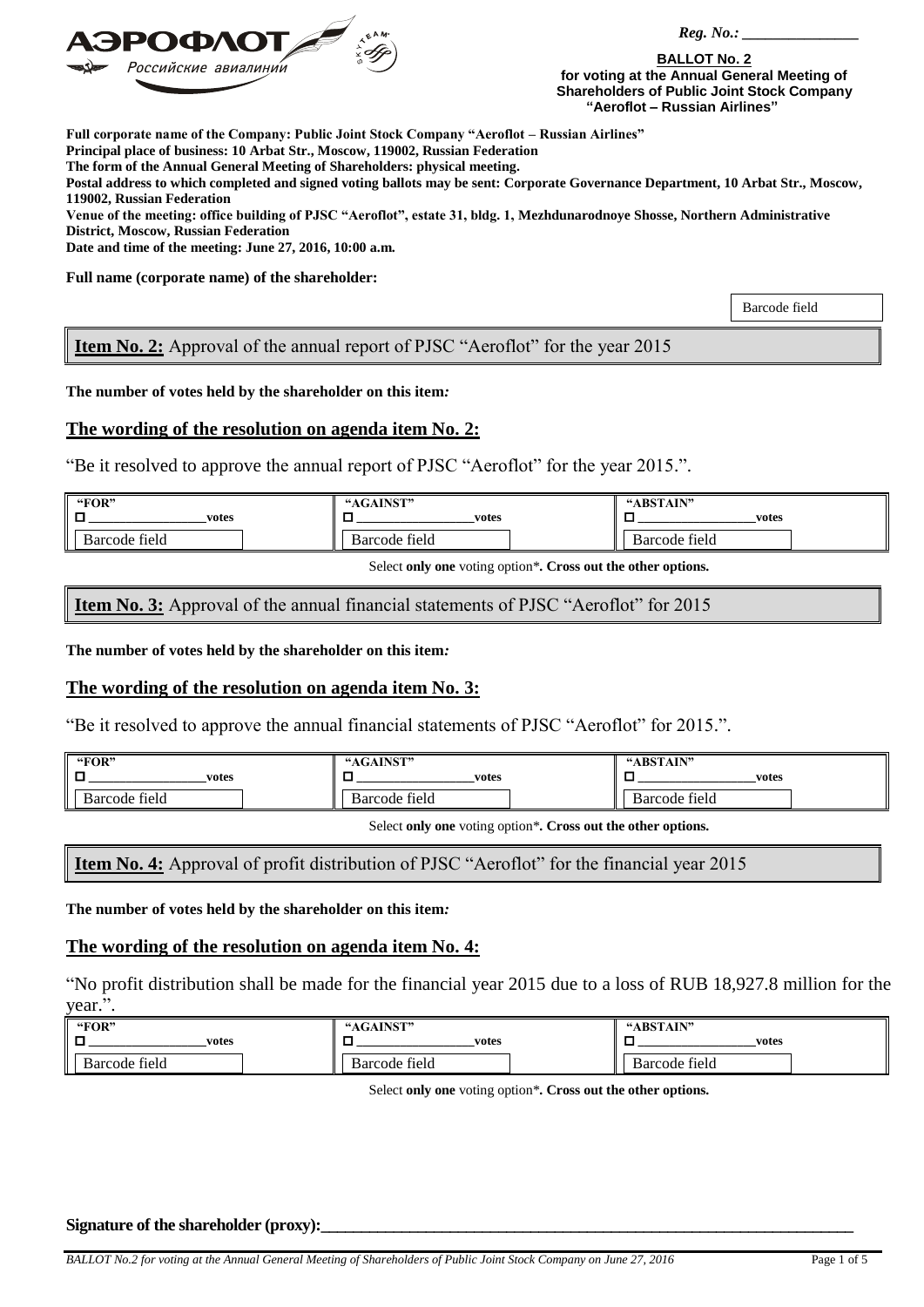АЭРОФЛОТ Российские авиалинии

*Reg. No.:* _______________

**BALLOT No. 2**
**for voting at the Annual General Meeting of Shareholders of Public Joint Stock Company "Aeroflot – Russian Airlines"**

**Full corporate name of the Company: Public Joint Stock Company "Aeroflot – Russian Airlines"**
**Principal place of business: 10 Arbat Str., Moscow, 119002, Russian Federation**
**The form of the Annual General Meeting of Shareholders: physical meeting.**
**Postal address to which completed and signed voting ballots may be sent: Corporate Governance Department, 10 Arbat Str., Moscow, 119002, Russian Federation**
**Venue of the meeting: office building of PJSC "Aeroflot", estate 31, bldg. 1, Mezhdunarodnoye Shosse, Northern Administrative District, Moscow, Russian Federation**
**Date and time of the meeting: June 27, 2016, 10:00 a.m.**

**Full name (corporate name) of the shareholder:**

Barcode field

## Item No. 2: Approval of the annual report of PJSC "Aeroflot" for the year 2015

**The number of votes held by the shareholder on this item:**

### The wording of the resolution on agenda item No. 2:

"Be it resolved to approve the annual report of PJSC "Aeroflot" for the year 2015.".

| "FOR" | "AGAINST" | "ABSTAIN" |
|---|---|---|
| ☐ __________ votes | ☐ __________ votes | ☐ __________ votes |
| Barcode field | Barcode field | Barcode field |

Select **only one** voting option*. **Cross out the other options.**

## Item No. 3: Approval of the annual financial statements of PJSC "Aeroflot" for 2015

**The number of votes held by the shareholder on this item:**

### The wording of the resolution on agenda item No. 3:

"Be it resolved to approve the annual financial statements of PJSC "Aeroflot" for 2015.".

| "FOR" | "AGAINST" | "ABSTAIN" |
|---|---|---|
| ☐ __________ votes | ☐ __________ votes | ☐ __________ votes |
| Barcode field | Barcode field | Barcode field |

Select **only one** voting option*. **Cross out the other options.**

## Item No. 4: Approval of profit distribution of PJSC "Aeroflot" for the financial year 2015

**The number of votes held by the shareholder on this item:**

### The wording of the resolution on agenda item No. 4:

"No profit distribution shall be made for the financial year 2015 due to a loss of RUB 18,927.8 million for the year.".

| "FOR" | "AGAINST" | "ABSTAIN" |
|---|---|---|
| ☐ __________ votes | ☐ __________ votes | ☐ __________ votes |
| Barcode field | Barcode field | Barcode field |

Select **only one** voting option*. **Cross out the other options.**

**Signature of the shareholder (proxy):**_______________________________________________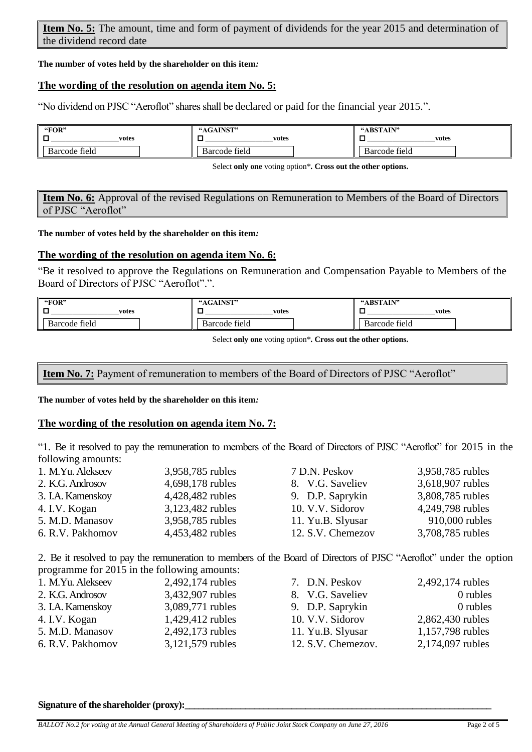**Item No. 5:** The amount, time and form of payment of dividends for the year 2015 and determination of the dividend record date

**The number of votes held by the shareholder on this item:**

**The wording of the resolution on agenda item No. 5:**

"No dividend on PJSC "Aeroflot" shares shall be declared or paid for the financial year 2015.".

| "FOR" | "AGAINST" | "ABSTAIN" |
|---|---|---|
| ☐ ________________ votes | ☐ ________________ votes | ☐ ________________ votes |
| Barcode field | Barcode field | Barcode field |

Select **only one** voting option*. **Cross out the other options.**

**Item No. 6:** Approval of the revised Regulations on Remuneration to Members of the Board of Directors of PJSC "Aeroflot"

**The number of votes held by the shareholder on this item:**

**The wording of the resolution on agenda item No. 6:**

"Be it resolved to approve the Regulations on Remuneration and Compensation Payable to Members of the Board of Directors of PJSC "Aeroflot".".

| "FOR" | "AGAINST" | "ABSTAIN" |
|---|---|---|
| ☐ ________________ votes | ☐ ________________ votes | ☐ ________________ votes |
| Barcode field | Barcode field | Barcode field |

Select **only one** voting option*. **Cross out the other options.**

**Item No. 7:** Payment of remuneration to members of the Board of Directors of PJSC "Aeroflot"

**The number of votes held by the shareholder on this item:**

**The wording of the resolution on agenda item No. 7:**

"1. Be it resolved to pay the remuneration to members of the Board of Directors of PJSC "Aeroflot" for 2015 in the following amounts:

| | | | |
|---|---|---|---|
| 1. M.Yu. Alekseev | 3,958,785 rubles | 7 D.N. Peskov | 3,958,785 rubles |
| 2. K.G. Androsov | 4,698,178 rubles | 8. V.G. Saveliev | 3,618,907 rubles |
| 3. I.A. Kamenskoy | 4,428,482 rubles | 9. D.P. Saprykin | 3,808,785 rubles |
| 4. I.V. Kogan | 3,123,482 rubles | 10. V.V. Sidorov | 4,249,798 rubles |
| 5. M.D. Manasov | 3,958,785 rubles | 11. Yu.B. Slyusar | 910,000 rubles |
| 6. R.V. Pakhomov | 4,453,482 rubles | 12. S.V. Chemezov | 3,708,785 rubles |

2. Be it resolved to pay the remuneration to members of the Board of Directors of PJSC "Aeroflot" under the option programme for 2015 in the following amounts:

| | | | |
|---|---|---|---|
| 1. M.Yu. Alekseev | 2,492,174 rubles | 7. D.N. Peskov | 2,492,174 rubles |
| 2. K.G. Androsov | 3,432,907 rubles | 8. V.G. Saveliev | 0 rubles |
| 3. I.A. Kamenskoy | 3,089,771 rubles | 9. D.P. Saprykin | 0 rubles |
| 4. I.V. Kogan | 1,429,412 rubles | 10. V.V. Sidorov | 2,862,430 rubles |
| 5. M.D. Manasov | 2,492,173 rubles | 11. Yu.B. Slyusar | 1,157,798 rubles |
| 6. R.V. Pakhomov | 3,121,579 rubles | 12. S.V. Chemezov. | 2,174,097 rubles |

**Signature of the shareholder (proxy):**______________________________

*BALLOT No.2 for voting at the Annual General Meeting of Shareholders of Public Joint Stock Company on June 27, 2016*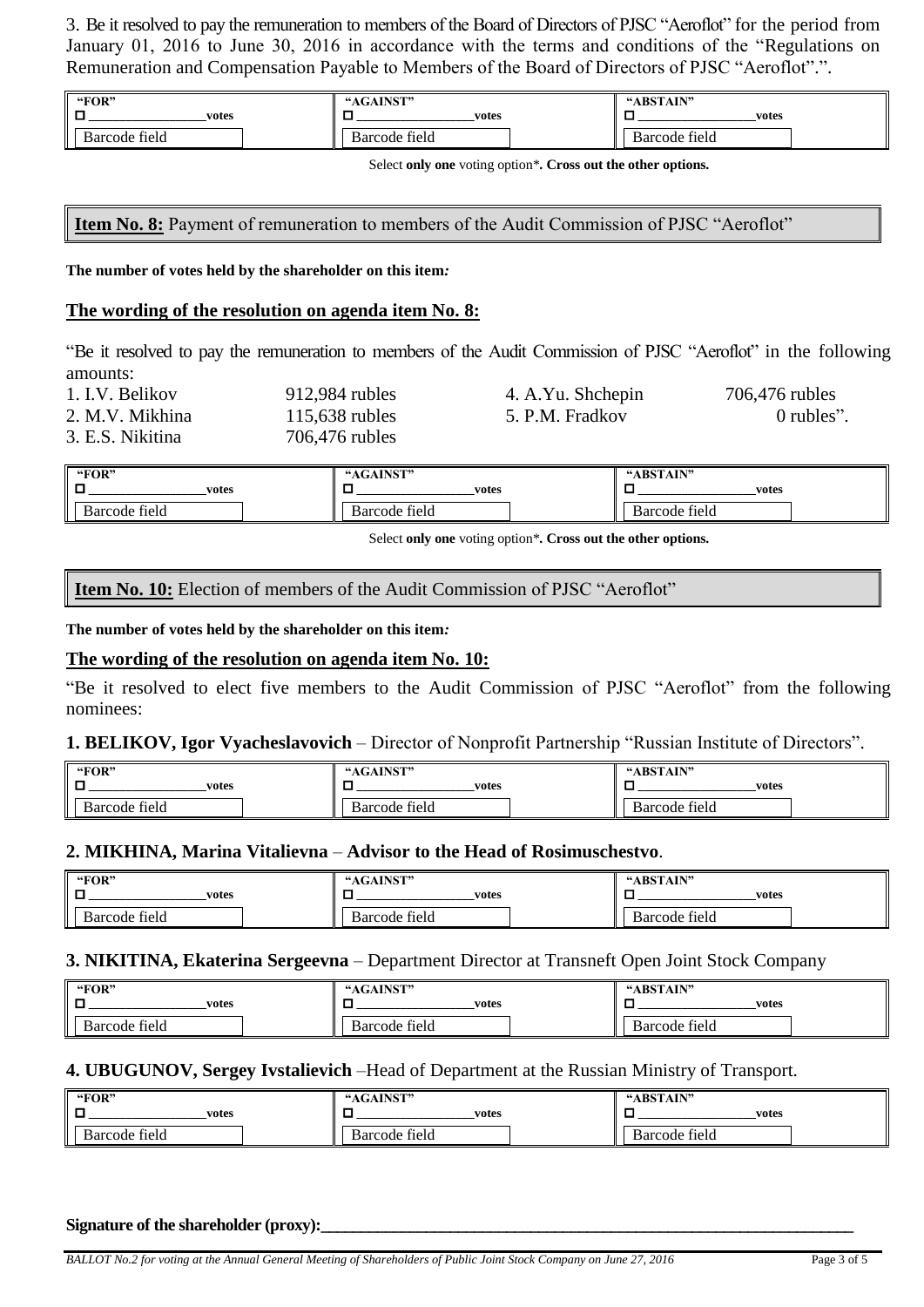3. Be it resolved to pay the remuneration to members of the Board of Directors of PJSC "Aeroflot" for the period from January 01, 2016 to June 30, 2016 in accordance with the terms and conditions of the "Regulations on Remuneration and Compensation Payable to Members of the Board of Directors of PJSC "Aeroflot".".

| "FOR" | "AGAINST" | "ABSTAIN" |
|---|---|---|
| ☐ __________________votes | ☐ __________________votes | ☐ __________________votes |
| Barcode field | Barcode field | Barcode field |

Select **only one** voting option*. **Cross out the other options.**

## **Item No. 8:** Payment of remuneration to members of the Audit Commission of PJSC "Aeroflot"

**The number of votes held by the shareholder on this item:**

**The wording of the resolution on agenda item No. 8:**

"Be it resolved to pay the remuneration to members of the Audit Commission of PJSC "Aeroflot" in the following amounts:

1. I.V. Belikov 912,984 rubles
2. M.V. Mikhina 115,638 rubles
3. E.S. Nikitina 706,476 rubles
4. A.Yu. Shchepin 706,476 rubles
5. P.M. Fradkov 0 rubles".

| "FOR" | "AGAINST" | "ABSTAIN" |
|---|---|---|
| ☐ __________________votes | ☐ __________________votes | ☐ __________________votes |
| Barcode field | Barcode field | Barcode field |

Select **only one** voting option*. **Cross out the other options.**

## **Item No. 10:** Election of members of the Audit Commission of PJSC "Aeroflot"

**The number of votes held by the shareholder on this item:**

**The wording of the resolution on agenda item No. 10:**

"Be it resolved to elect five members to the Audit Commission of PJSC "Aeroflot" from the following nominees:

**1. BELIKOV, Igor Vyacheslavovich** – Director of Nonprofit Partnership "Russian Institute of Directors".

| "FOR" | "AGAINST" | "ABSTAIN" |
|---|---|---|
| ☐ __________________votes | ☐ __________________votes | ☐ __________________votes |
| Barcode field | Barcode field | Barcode field |

**2. MIKHINA, Marina Vitalievna** – **Advisor to the Head of Rosimuschestvo**.

| "FOR" | "AGAINST" | "ABSTAIN" |
|---|---|---|
| ☐ __________________votes | ☐ __________________votes | ☐ __________________votes |
| Barcode field | Barcode field | Barcode field |

**3. NIKITINA, Ekaterina Sergeevna** – Department Director at Transneft Open Joint Stock Company

| "FOR" | "AGAINST" | "ABSTAIN" |
|---|---|---|
| ☐ __________________votes | ☐ __________________votes | ☐ __________________votes |
| Barcode field | Barcode field | Barcode field |

**4. UBUGUNOV, Sergey Ivstalievich** –Head of Department at the Russian Ministry of Transport.

| "FOR" | "AGAINST" | "ABSTAIN" |
|---|---|---|
| ☐ __________________votes | ☐ __________________votes | ☐ __________________votes |
| Barcode field | Barcode field | Barcode field |

**Signature of the shareholder (proxy):**______________________________________________________________________

*BALLOT No.2 for voting at the Annual General Meeting of Shareholders of Public Joint Stock Company on June 27, 2016*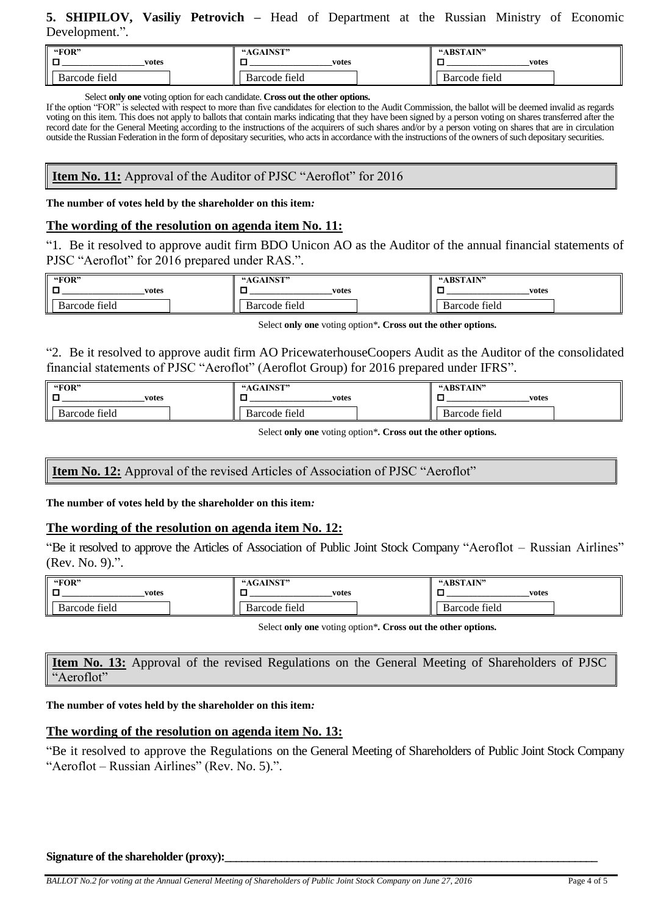**5. SHIPILOV, Vasiliy Petrovich** – Head of Department at the Russian Ministry of Economic Development.".

| "FOR" | "AGAINST" | "ABSTAIN" |
|---|---|---|
| ☐ ________________ votes | ☐ ________________ votes | ☐ ________________ votes |
| Barcode field | Barcode field | Barcode field |

Select **only one** voting option for each candidate. **Cross out the other options.**

If the option "FOR" is selected with respect to more than five candidates for election to the Audit Commission, the ballot will be deemed invalid as regards voting on this item. This does not apply to ballots that contain marks indicating that they have been signed by a person voting on shares transferred after the record date for the General Meeting according to the instructions of the acquirers of such shares and/or by a person voting on shares that are in circulation outside the Russian Federation in the form of depositary securities, who acts in accordance with the instructions of the owners of such depositary securities.

## Item No. 11: Approval of the Auditor of PJSC "Aeroflot" for 2016

**The number of votes held by the shareholder on this item:**

### The wording of the resolution on agenda item No. 11:

"1. Be it resolved to approve audit firm BDO Unicon AO as the Auditor of the annual financial statements of PJSC "Aeroflot" for 2016 prepared under RAS.".

| "FOR" | "AGAINST" | "ABSTAIN" |
|---|---|---|
| ☐ ________________ votes | ☐ ________________ votes | ☐ ________________ votes |
| Barcode field | Barcode field | Barcode field |

Select **only one** voting option*. **Cross out the other options.**

"2. Be it resolved to approve audit firm AO PricewaterhouseCoopers Audit as the Auditor of the consolidated financial statements of PJSC "Aeroflot" (Aeroflot Group) for 2016 prepared under IFRS".

| "FOR" | "AGAINST" | "ABSTAIN" |
|---|---|---|
| ☐ ________________ votes | ☐ ________________ votes | ☐ ________________ votes |
| Barcode field | Barcode field | Barcode field |

Select **only one** voting option*. **Cross out the other options.**

## Item No. 12: Approval of the revised Articles of Association of PJSC "Aeroflot"

**The number of votes held by the shareholder on this item:**

### The wording of the resolution on agenda item No. 12:

"Be it resolved to approve the Articles of Association of Public Joint Stock Company "Aeroflot – Russian Airlines" (Rev. No. 9).".

| "FOR" | "AGAINST" | "ABSTAIN" |
|---|---|---|
| ☐ ________________ votes | ☐ ________________ votes | ☐ ________________ votes |
| Barcode field | Barcode field | Barcode field |

Select **only one** voting option*. **Cross out the other options.**

## Item No. 13: Approval of the revised Regulations on the General Meeting of Shareholders of PJSC "Aeroflot"

**The number of votes held by the shareholder on this item:**

### The wording of the resolution on agenda item No. 13:

"Be it resolved to approve the Regulations on the General Meeting of Shareholders of Public Joint Stock Company "Aeroflot – Russian Airlines" (Rev. No. 5).".

**Signature of the shareholder (proxy):**_______________________________________________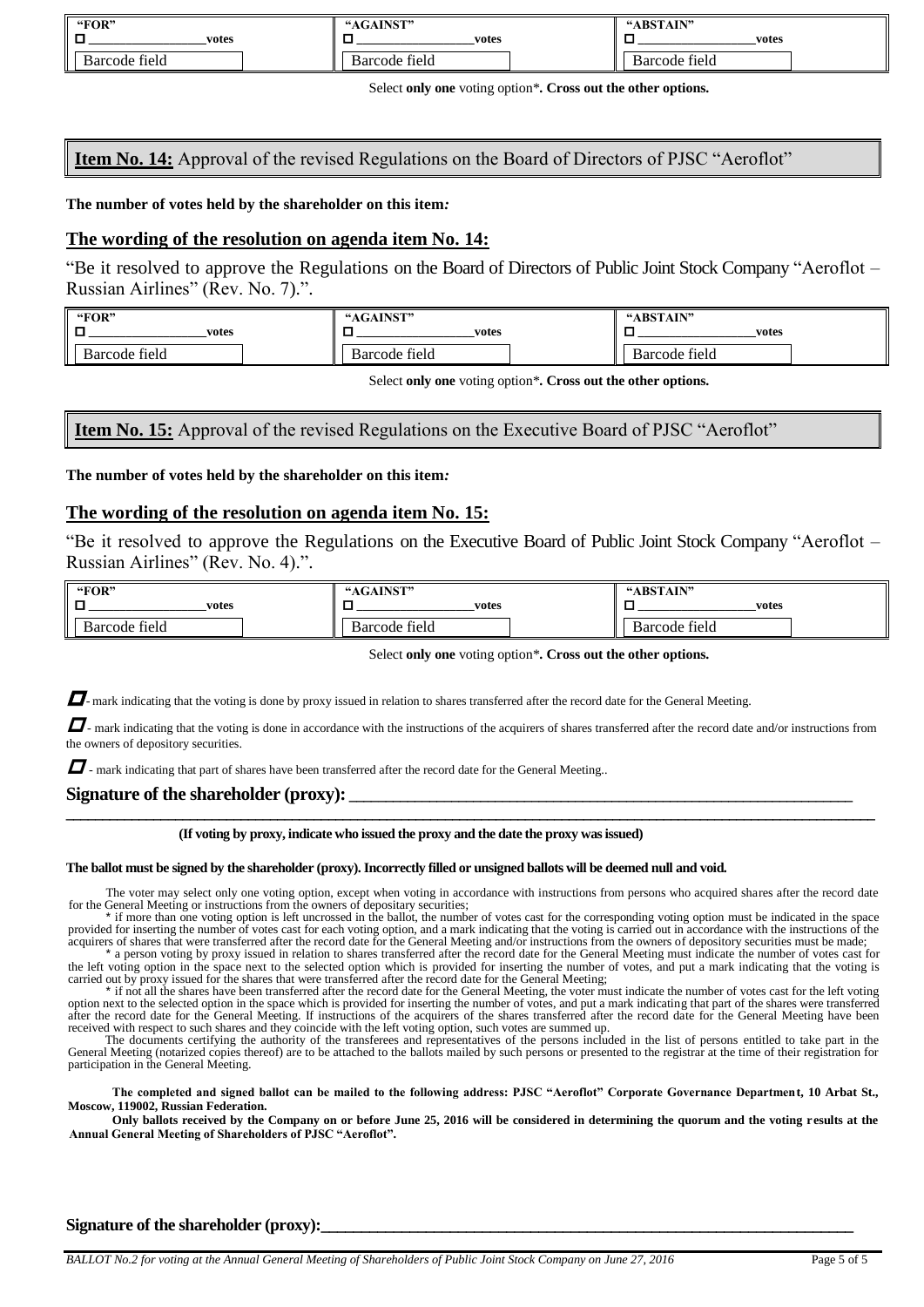| "FOR" | "AGAINST" | "ABSTAIN" |
|---|---|---|
| ☐ __________________votes | ☐ __________________votes | ☐ __________________votes |
| Barcode field | Barcode field | Barcode field |

Select **only one** voting option*. **Cross out the other options.**

## **Item No. 14:** Approval of the revised Regulations on the Board of Directors of PJSC "Aeroflot"

**The number of votes held by the shareholder on this item:**

### The wording of the resolution on agenda item No. 14:

"Be it resolved to approve the Regulations on the Board of Directors of Public Joint Stock Company "Aeroflot – Russian Airlines" (Rev. No. 7).".

| "FOR" | "AGAINST" | "ABSTAIN" |
|---|---|---|
| ☐ __________________votes | ☐ __________________votes | ☐ __________________votes |
| Barcode field | Barcode field | Barcode field |

Select **only one** voting option*. **Cross out the other options.**

## **Item No. 15:** Approval of the revised Regulations on the Executive Board of PJSC "Aeroflot"

**The number of votes held by the shareholder on this item:**

### The wording of the resolution on agenda item No. 15:

"Be it resolved to approve the Regulations on the Executive Board of Public Joint Stock Company "Aeroflot – Russian Airlines" (Rev. No. 4).".

| "FOR" | "AGAINST" | "ABSTAIN" |
|---|---|---|
| ☐ __________________votes | ☐ __________________votes | ☐ __________________votes |
| Barcode field | Barcode field | Barcode field |

Select **only one** voting option*. **Cross out the other options.**

☐ - mark indicating that the voting is done by proxy issued in relation to shares transferred after the record date for the General Meeting.

☐ - mark indicating that the voting is done in accordance with the instructions of the acquirers of shares transferred after the record date and/or instructions from the owners of depository securities.

☐ - mark indicating that part of shares have been transferred after the record date for the General Meeting..

**Signature of the shareholder (proxy):** ____________________________________________________________

____________________________________________________________________________________________

**(If voting by proxy, indicate who issued the proxy and the date the proxy was issued)**

**The ballot must be signed by the shareholder (proxy). Incorrectly filled or unsigned ballots will be deemed null and void.**

The voter may select only one voting option, except when voting in accordance with instructions from persons who acquired shares after the record date for the General Meeting or instructions from the owners of depositary securities;

* if more than one voting option is left uncrossed in the ballot, the number of votes cast for the corresponding voting option must be indicated in the space provided for inserting the number of votes cast for each voting option, and a mark indicating that the voting is carried out in accordance with the instructions of the acquirers of shares that were transferred after the record date for the General Meeting and/or instructions from the owners of depository securities must be made;

* a person voting by proxy issued in relation to shares transferred after the record date for the General Meeting must indicate the number of votes cast for the left voting option in the space next to the selected option which is provided for inserting the number of votes, and put a mark indicating that the voting is carried out by proxy issued for the shares that were transferred after the record date for the General Meeting;

* if not all the shares have been transferred after the record date for the General Meeting, the voter must indicate the number of votes cast for the left voting option next to the selected option in the space which is provided for inserting the number of votes, and put a mark indicating that part of the shares were transferred after the record date for the General Meeting. If instructions of the acquirers of the shares transferred after the record date for the General Meeting have been received with respect to such shares and they coincide with the left voting option, such votes are summed up.

The documents certifying the authority of the transferees and representatives of the persons included in the list of persons entitled to take part in the General Meeting (notarized copies thereof) are to be attached to the ballots mailed by such persons or presented to the registrar at the time of their registration for participation in the General Meeting.

**The completed and signed ballot can be mailed to the following address: PJSC "Aeroflot" Corporate Governance Department, 10 Arbat St., Moscow, 119002, Russian Federation.**

**Only ballots received by the Company on or before June 25, 2016 will be considered in determining the quorum and the voting results at the Annual General Meeting of Shareholders of PJSC "Aeroflot".**

**Signature of the shareholder (proxy):**____________________________________________________________